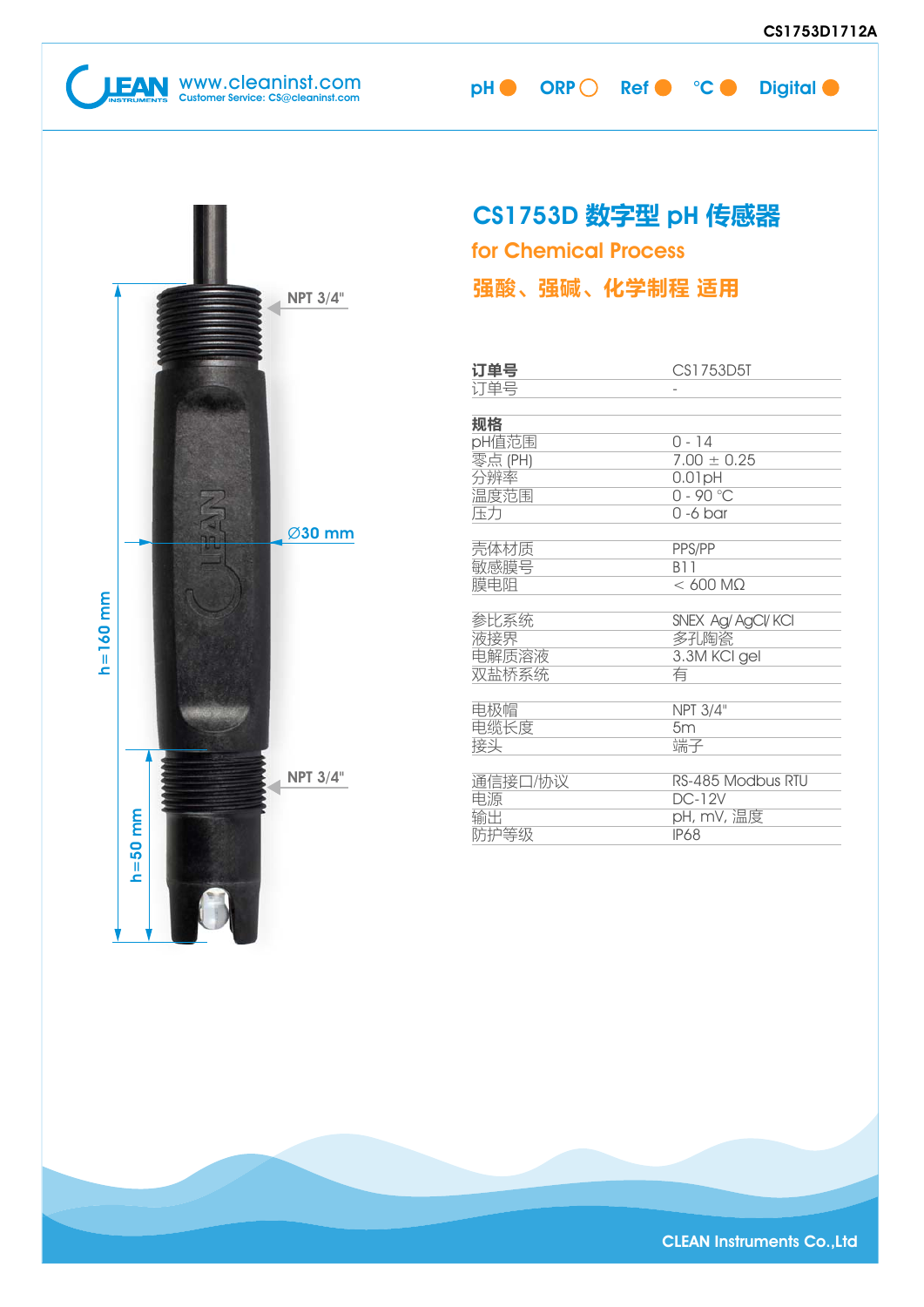CS1753D1712A

www.cleaninst.com
Customer Service: CS@cleaninst.com

pH ● ORP ○ Ref ● °C ● Digital ●

# CS1753D 数字型 pH 传感器

## for Chemical Process

## 强酸、强碱、化学制程 适用

NPT 3/4"

Ø30 mm

h=160 mm

h=50 mm

NPT 3/4"

| | |
|---|---|
| **订单号** | CS1753D5T |
| 订单号 | - |
| **规格** | |
| pH值范围 | 0 - 14 |
| 零点 (PH) | 7.00 ± 0.25 |
| 分辨率 | 0.01pH |
| 温度范围 | 0 - 90 °C |
| 压力 | 0 -6 bar |
| 壳体材质 | PPS/PP |
| 敏感膜号 | B11 |
| 膜电阻 | < 600 MΩ |
| 参比系统 | SNEX Ag/ AgCl/ KCl |
| 液接界 | 多孔陶瓷 |
| 电解质溶液 | 3.3M KCl gel |
| 双盐桥系统 | 有 |
| 电极帽 | NPT 3/4" |
| 电缆长度 | 5m |
| 接头 | 端子 |
| 通信接口/协议 | RS-485 Modbus RTU |
| 电源 | DC-12V |
| 输出 | pH, mV, 温度 |
| 防护等级 | IP68 |

CLEAN Instruments Co.,Ltd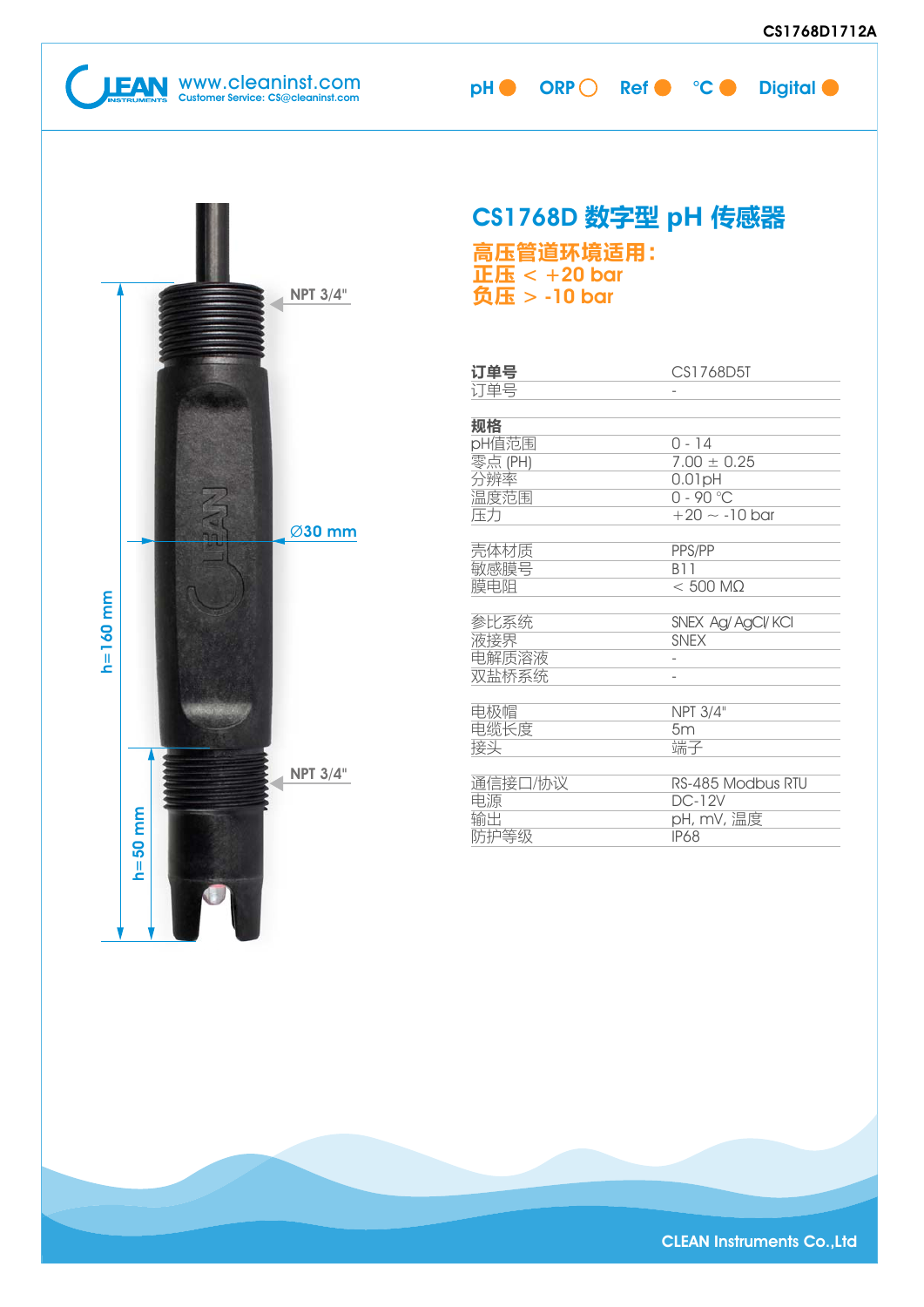# CS1768D 数字型 pH 传感器

**高压管道环境适用：**
**正压 < +20 bar**
**负压 > -10 bar**

NPT 3/4"

Ø30 mm

h=160 mm

h=50 mm

NPT 3/4"

| **订单号** | CS1768D5T |
|---|---|
| 订单号 | - |
| **规格** | |
| pH值范围 | 0 - 14 |
| 零点 (PH) | 7.00 ± 0.25 |
| 分辨率 | 0.01pH |
| 温度范围 | 0 - 90 °C |
| 压力 | +20 ~ -10 bar |
| 壳体材质 | PPS/PP |
| 敏感膜号 | B11 |
| 膜电阻 | < 500 MΩ |
| 参比系统 | SNEX Ag/ AgCl/ KCl |
| 液接界 | SNEX |
| 电解质溶液 | - |
| 双盐桥系统 | - |
| 电极帽 | NPT 3/4" |
| 电缆长度 | 5m |
| 接头 | 端子 |
| 通信接口/协议 | RS-485 Modbus RTU |
| 电源 | DC-12V |
| 输出 | pH, mV, 温度 |
| 防护等级 | IP68 |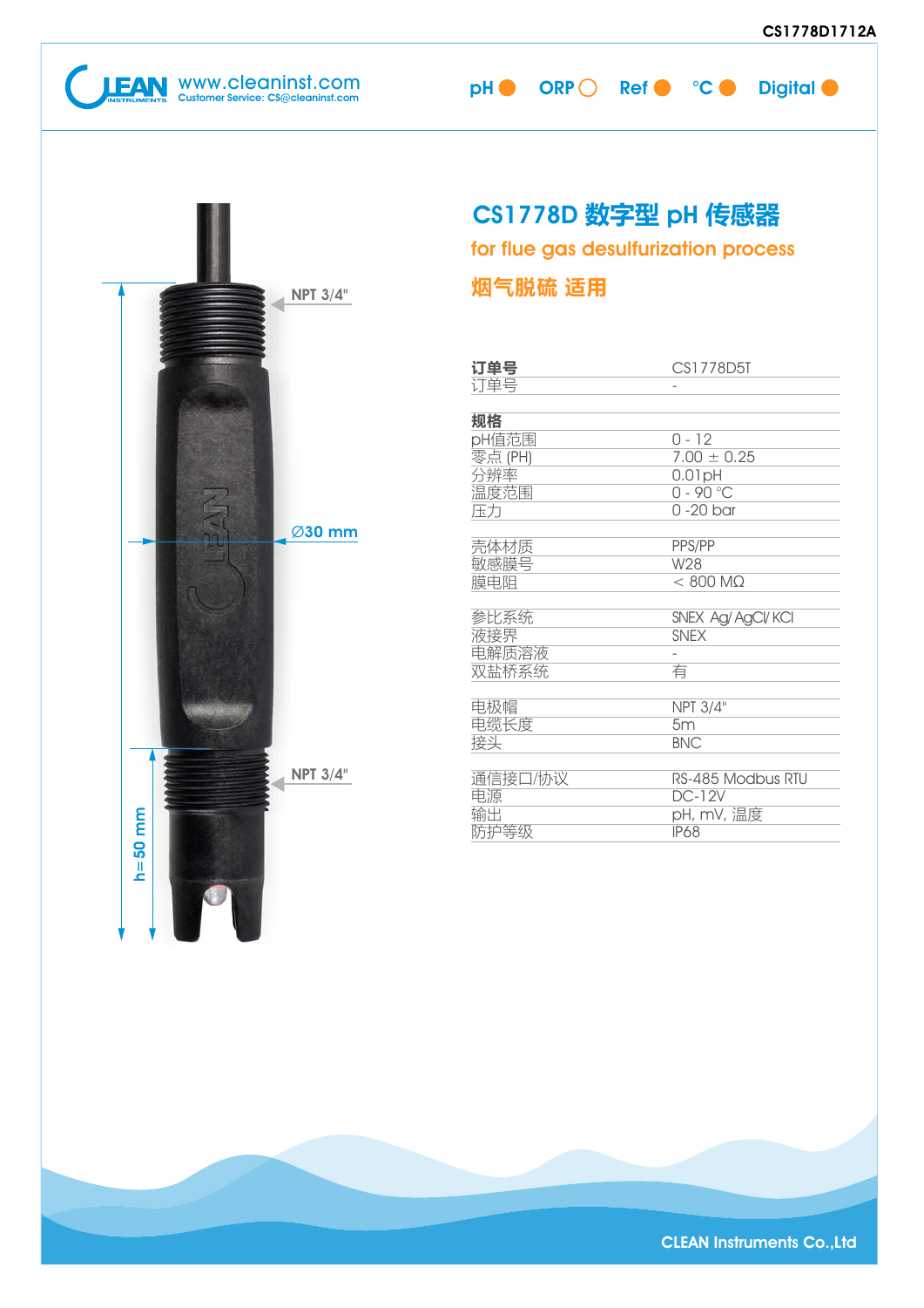CS1778D1712A

www.cleaninst.com
Customer Service: CS@cleaninst.com

pH ● ORP ○ Ref ● °C ● Digital ●

# CS1778D 数字型 pH 传感器

## for flue gas desulfurization process

## 烟气脱硫 适用

NPT 3/4"

Ø30 mm

NPT 3/4"

h=50 mm

| 订单号 | CS1778D5T |
|---|---|
| 订单号 | - |
| | |
| **规格** | |
| pH值范围 | 0 - 12 |
| 零点 (PH) | 7.00 ± 0.25 |
| 分辨率 | 0.01pH |
| 温度范围 | 0 - 90 °C |
| 压力 | 0 -20 bar |
| | |
| 壳体材质 | PPS/PP |
| 敏感膜号 | W28 |
| 膜电阻 | < 800 MΩ |
| | |
| 参比系统 | SNEX Ag/ AgCl/ KCl |
| 液接界 | SNEX |
| 电解质溶液 | - |
| 双盐桥系统 | 有 |
| | |
| 电极帽 | NPT 3/4" |
| 电缆长度 | 5m |
| 接头 | BNC |
| | |
| 通信接口/协议 | RS-485 Modbus RTU |
| 电源 | DC-12V |
| 输出 | pH, mV, 温度 |
| 防护等级 | IP68 |

CLEAN Instruments Co.,Ltd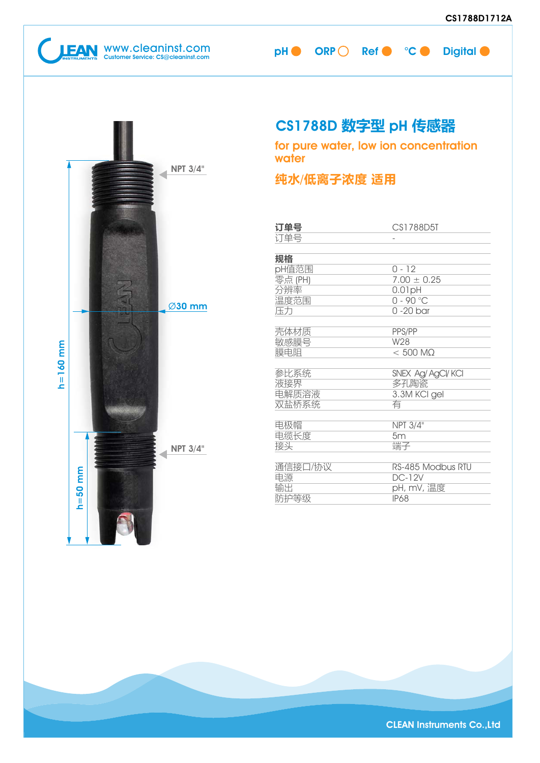# CS1788D 数字型 pH 传感器

## for pure water, low ion concentration water

## 纯水/低离子浓度 适用

NPT 3/4"

Ø30 mm

h=160 mm

h=50 mm

NPT 3/4"

| 订单号 | CS1788D5T |
|---|---|
| 订单号 | - |
| | |
| **规格** | |
| pH值范围 | 0 - 12 |
| 零点 (PH) | 7.00 ± 0.25 |
| 分辨率 | 0.01pH |
| 温度范围 | 0 - 90 °C |
| 压力 | 0 -20 bar |
| | |
| 壳体材质 | PPS/PP |
| 敏感膜号 | W28 |
| 膜电阻 | < 500 MΩ |
| | |
| 参比系统 | SNEX Ag/ AgCl/ KCl |
| 液接界 | 多孔陶瓷 |
| 电解质溶液 | 3.3M KCl gel |
| 双盐桥系统 | 有 |
| | |
| 电极帽 | NPT 3/4" |
| 电缆长度 | 5m |
| 接头 | 端子 |
| | |
| 通信接口/协议 | RS-485 Modbus RTU |
| 电源 | DC-12V |
| 输出 | pH, mV, 温度 |
| 防护等级 | IP68 |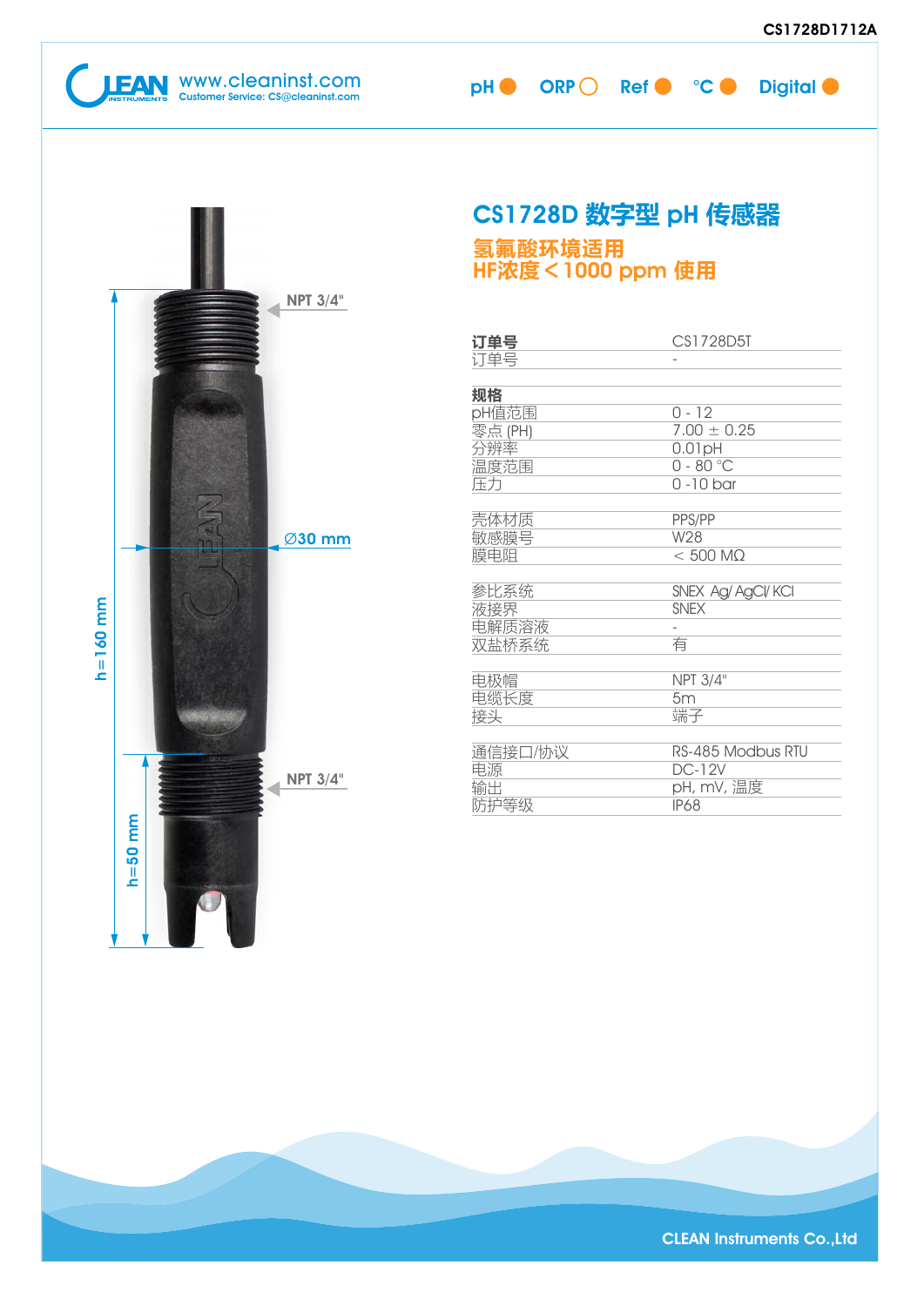CS1728D1712A

# CS1728D 数字型 pH 传感器

## 氢氟酸环境适用
## HF浓度＜1000 ppm 使用

NPT 3/4"

Ø30 mm

h=160 mm

h=50 mm

NPT 3/4"

| 订单号 | CS1728D5T |
|---|---|
| 订单号 | - |
| **规格** | |
| pH值范围 | 0 - 12 |
| 零点 (PH) | 7.00 ± 0.25 |
| 分辨率 | 0.01pH |
| 温度范围 | 0 - 80 °C |
| 压力 | 0 -10 bar |
| | |
| 壳体材质 | PPS/PP |
| 敏感膜号 | W28 |
| 膜电阻 | ＜ 500 MΩ |
| | |
| 参比系统 | SNEX Ag/ AgCl/ KCl |
| 液接界 | SNEX |
| 电解质溶液 | - |
| 双盐桥系统 | 有 |
| | |
| 电极帽 | NPT 3/4" |
| 电缆长度 | 5m |
| 接头 | 端子 |
| | |
| 通信接口/协议 | RS-485 Modbus RTU |
| 电源 | DC-12V |
| 输出 | pH, mV, 温度 |
| 防护等级 | IP68 |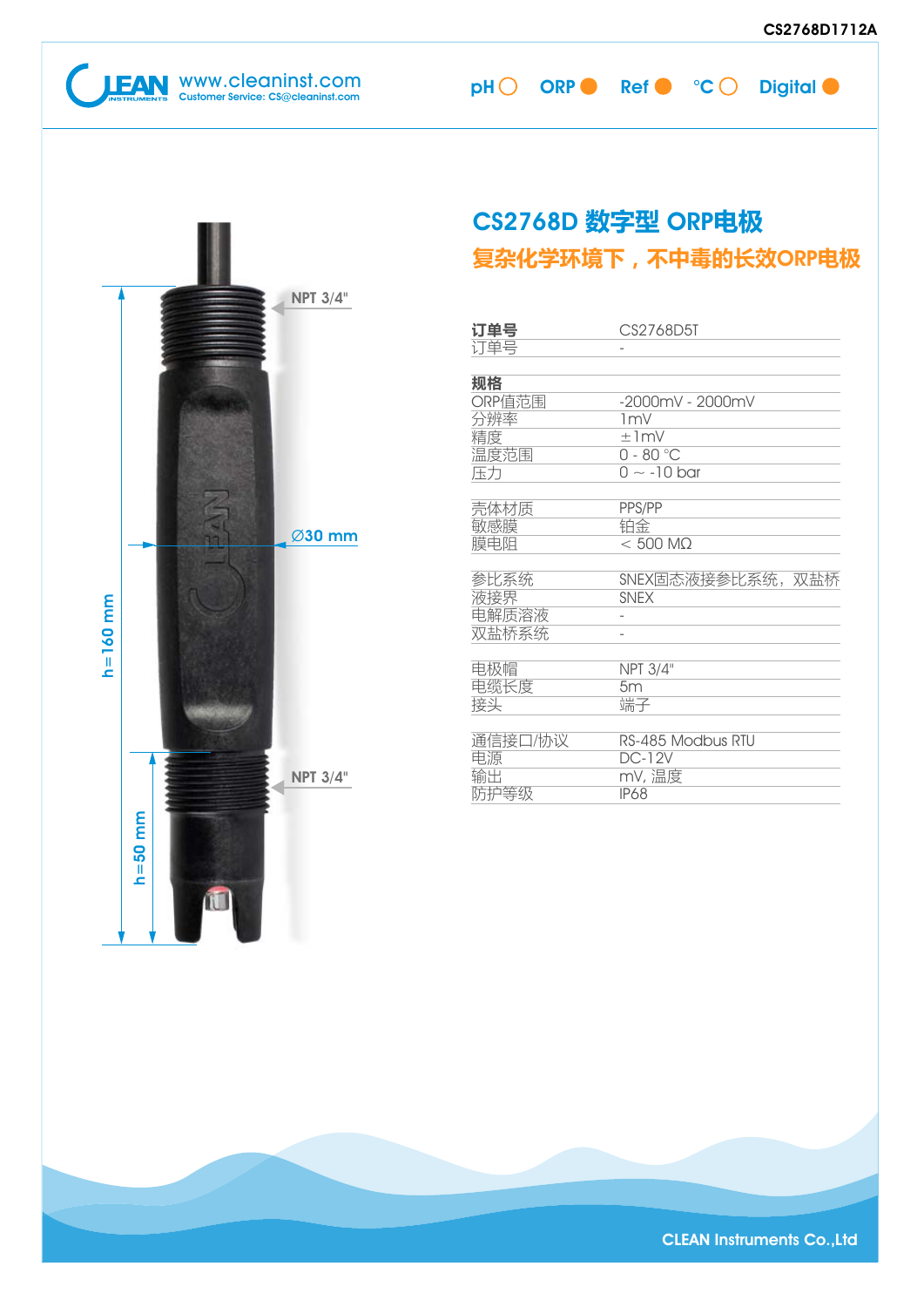CS2768D1712A

www.cleaninst.com
Customer Service: CS@cleaninst.com

pH ○ ORP ● Ref ● °C ○ Digital ●

NPT 3/4"

Ø30 mm

h=160 mm

NPT 3/4"

h=50 mm

# CS2768D 数字型 ORP电极

## 复杂化学环境下，不中毒的长效ORP电极

| 订单号 | CS2768D5T |
|---|---|
| 订单号 | - |
| **规格** | |
| ORP值范围 | -2000mV - 2000mV |
| 分辨率 | 1mV |
| 精度 | ±1mV |
| 温度范围 | 0 - 80 °C |
| 压力 | 0 ～ -10 bar |
| | |
| 壳体材质 | PPS/PP |
| 敏感膜 | 铂金 |
| 膜电阻 | < 500 MΩ |
| | |
| 参比系统 | SNEX固态液接参比系统，双盐桥 |
| 液接界 | SNEX |
| 电解质溶液 | - |
| 双盐桥系统 | - |
| | |
| 电极帽 | NPT 3/4" |
| 电缆长度 | 5m |
| 接头 | 端子 |
| | |
| 通信接口/协议 | RS-485 Modbus RTU |
| 电源 | DC-12V |
| 输出 | mV, 温度 |
| 防护等级 | IP68 |

CLEAN Instruments Co.,Ltd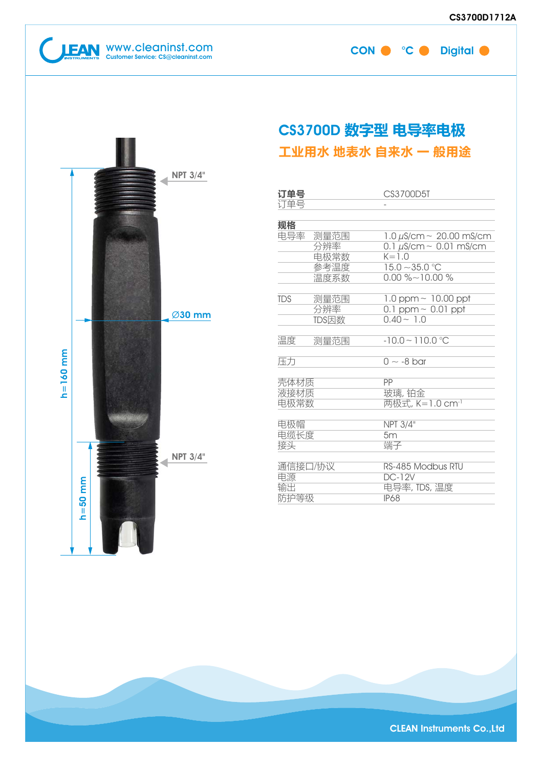# CS3700D 数字型 电导率电极

## 工业用水 地表水 自来水 一 般用途

CON ● °C ● Digital ●

NPT 3/4"

∅30 mm

h=160 mm

h=50 mm

NPT 3/4"

| 订单号 | | CS3700D5T |
|---|---|---|
| 订单号 | | - |
| **规格** | | |
| 电导率 | 测量范围 | 1.0 µS/cm ~ 20.00 mS/cm |
| | 分辨率 | 0.1 µS/cm ~ 0.01 mS/cm |
| | 电极常数 | K=1.0 |
| | 参考温度 | 15.0 ~35.0 °C |
| | 温度系数 | 0.00 %~10.00 % |
| TDS | 测量范围 | 1.0 ppm ~ 10.00 ppt |
| | 分辨率 | 0.1 ppm ~ 0.01 ppt |
| | TDS因数 | 0.40 ~ 1.0 |
| 温度 | 测量范围 | -10.0 ~ 110.0 °C |
| 压力 | | 0 ~ -8 bar |
| 壳体材质 | | PP |
| 液接材质 | | 玻璃, 铂金 |
| 电极常数 | | 两极式, K=1.0 $cm^{-1}$ |
| 电极帽 | | NPT 3/4" |
| 电缆长度 | | 5m |
| 接头 | | 端子 |
| 通信接口/协议 | | RS-485 Modbus RTU |
| 电源 | | DC-12V |
| 输出 | | 电导率, TDS, 温度 |
| 防护等级 | | IP68 |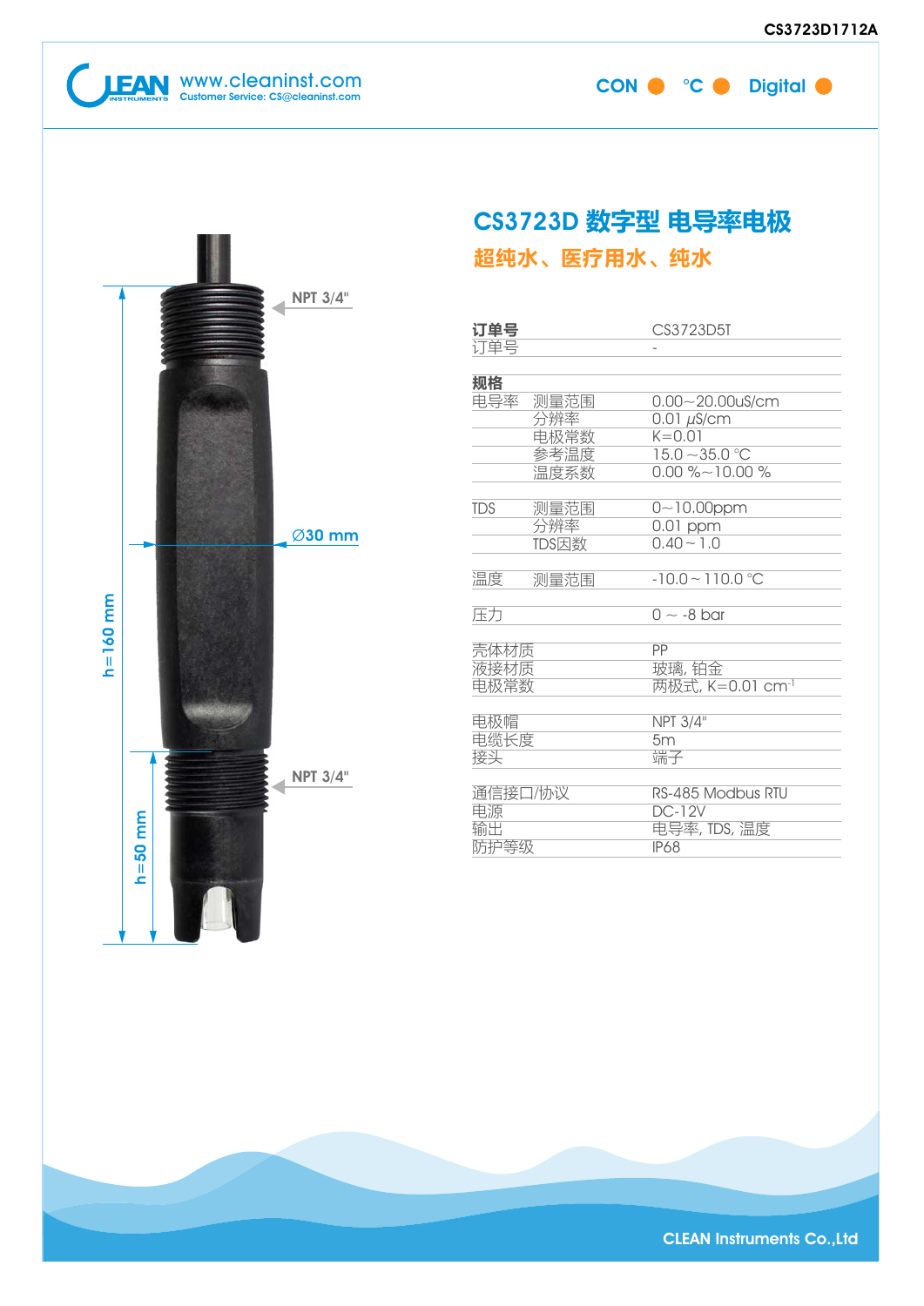# CS3723D 数字型 电导率电极

## 超纯水、医疗用水、纯水

CON ● °C ● Digital ●

NPT 3/4"

Ø30 mm

h=160 mm

h=50 mm

NPT 3/4"

| | | |
|---|---|---|
| **订单号** | | CS3723D5T |
| 订单号 | | - |
| **规格** | | |
| 电导率 | 测量范围 | 0.00~20.00uS/cm |
| | 分辨率 | 0.01 μS/cm |
| | 电极常数 | K=0.01 |
| | 参考温度 | 15.0 ~35.0 °C |
| | 温度系数 | 0.00 %~10.00 % |
| TDS | 测量范围 | 0~10.00ppm |
| | 分辨率 | 0.01 ppm |
| | TDS因数 | 0.40 ~ 1.0 |
| 温度 | 测量范围 | -10.0 ~ 110.0 °C |
| 压力 | | 0 ~ -8 bar |
| 壳体材质 | | PP |
| 液接材质 | | 玻璃, 铂金 |
| 电极常数 | | 两极式, K=0.01 $cm^{-1}$ |
| 电极帽 | | NPT 3/4" |
| 电缆长度 | | 5m |
| 接头 | | 端子 |
| 通信接口/协议 | | RS-485 Modbus RTU |
| 电源 | | DC-12V |
| 输出 | | 电导率, TDS, 温度 |
| 防护等级 | | IP68 |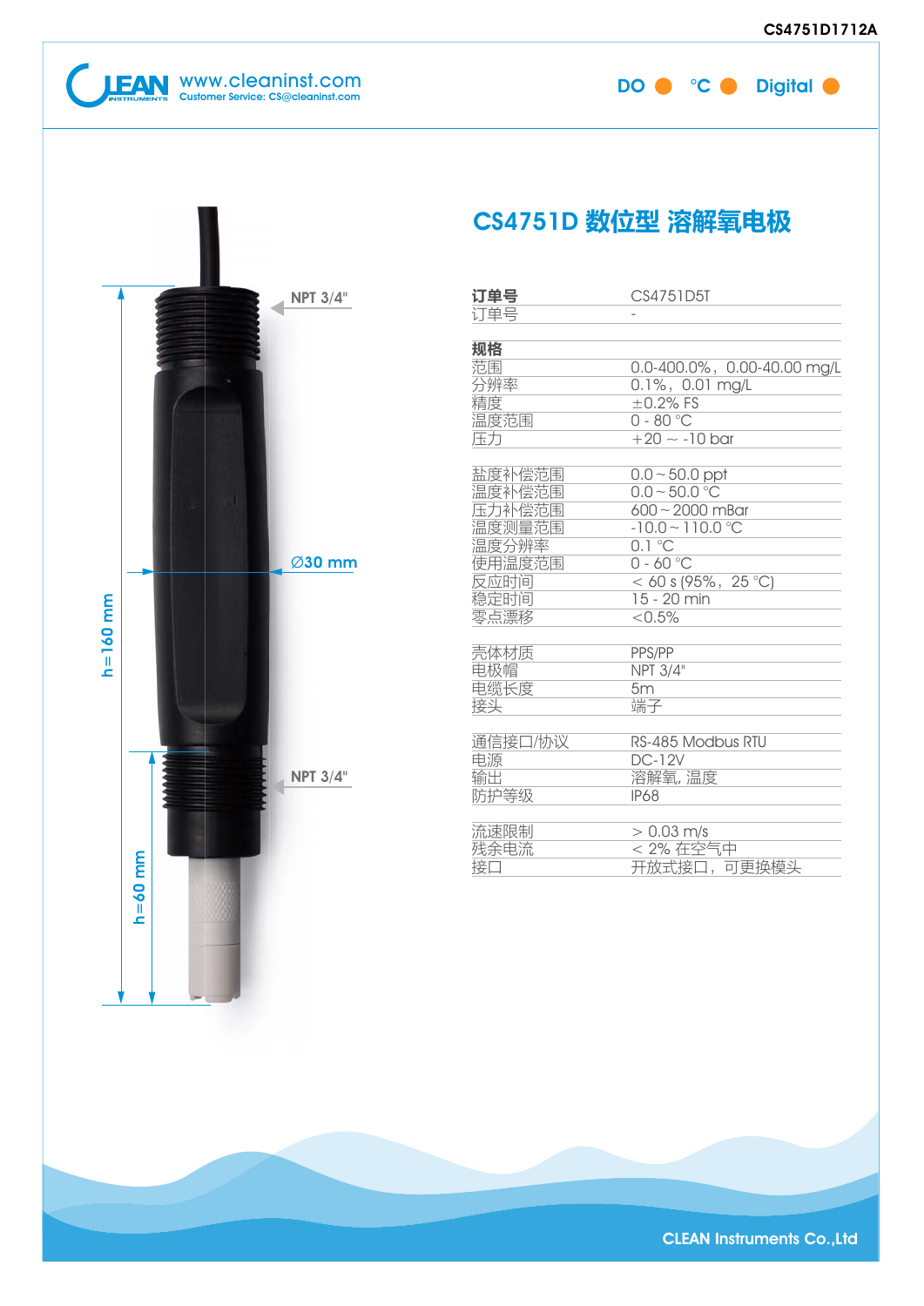# CS4751D 数位型 溶解氧电极

NPT 3/4"

Ø30 mm

h=160 mm

NPT 3/4"

h=60 mm

| 订单号 | CS4751D5T |
|---|---|
| 订单号 | - |
| **规格** | |
| 范围 | 0.0-400.0%，0.00-40.00 mg/L |
| 分辨率 | 0.1%，0.01 mg/L |
| 精度 | ±0.2% FS |
| 温度范围 | 0 - 80 °C |
| 压力 | +20 ~ -10 bar |
| 盐度补偿范围 | 0.0 ~ 50.0 ppt |
| 温度补偿范围 | 0.0 ~ 50.0 °C |
| 压力补偿范围 | 600 ~ 2000 mBar |
| 温度测量范围 | -10.0 ~ 110.0 °C |
| 温度分辨率 | 0.1 °C |
| 使用温度范围 | 0 - 60 °C |
| 反应时间 | < 60 s (95%，25 °C) |
| 稳定时间 | 15 - 20 min |
| 零点漂移 | <0.5% |
| 壳体材质 | PPS/PP |
| 电极帽 | NPT 3/4" |
| 电缆长度 | 5m |
| 接头 | 端子 |
| 通信接口/协议 | RS-485 Modbus RTU |
| 电源 | DC-12V |
| 输出 | 溶解氧, 温度 |
| 防护等级 | IP68 |
| 流速限制 | > 0.03 m/s |
| 残余电流 | < 2% 在空气中 |
| 接口 | 开放式接口，可更换模头 |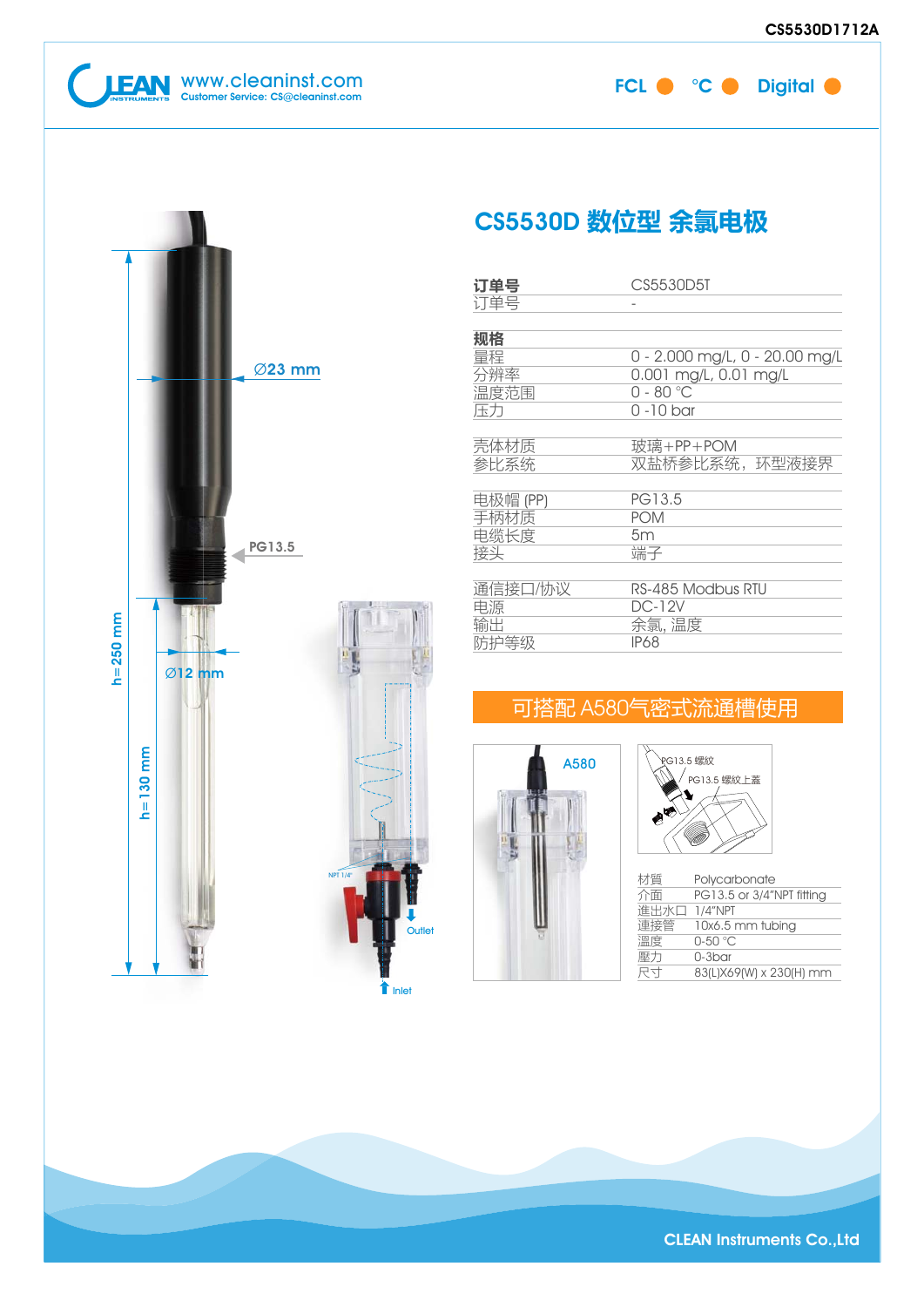# CS5530D 数位型 余氯电极

| 订单号 | CS5530D5T |
| --- | --- |
| 订单号 | - |

| 规格 | |
| --- | --- |
| 量程 | 0 - 2.000 mg/L, 0 - 20.00 mg/L |
| 分辨率 | 0.001 mg/L, 0.01 mg/L |
| 温度范围 | 0 - 80 °C |
| 压力 | 0 -10 bar |
| 壳体材质 | 玻璃+PP+POM |
| 参比系统 | 双盐桥参比系统，环型液接界 |
| 电极帽 (PP) | PG13.5 |
| 手柄材质 | POM |
| 电缆长度 | 5m |
| 接头 | 端子 |
| 通信接口/协议 | RS-485 Modbus RTU |
| 电源 | DC-12V |
| 输出 | 余氯, 温度 |
| 防护等级 | IP68 |

Ø23 mm

PG13.5

Ø12 mm

h=250 mm

h=130 mm

NPT 1/4"

Outlet

Inlet

## 可搭配 A580气密式流通槽使用

A580

PG13.5 螺紋

PG13.5 螺紋上蓋

| 材質 | Polycarbonate |
| --- | --- |
| 介面 | PG13.5 or 3/4"NPT fitting |
| 進出水口 | 1/4"NPT |
| 連接管 | 10x6.5 mm tubing |
| 溫度 | 0-50 °C |
| 壓力 | 0-3bar |
| 尺寸 | 83(L)X69(W) x 230(H) mm |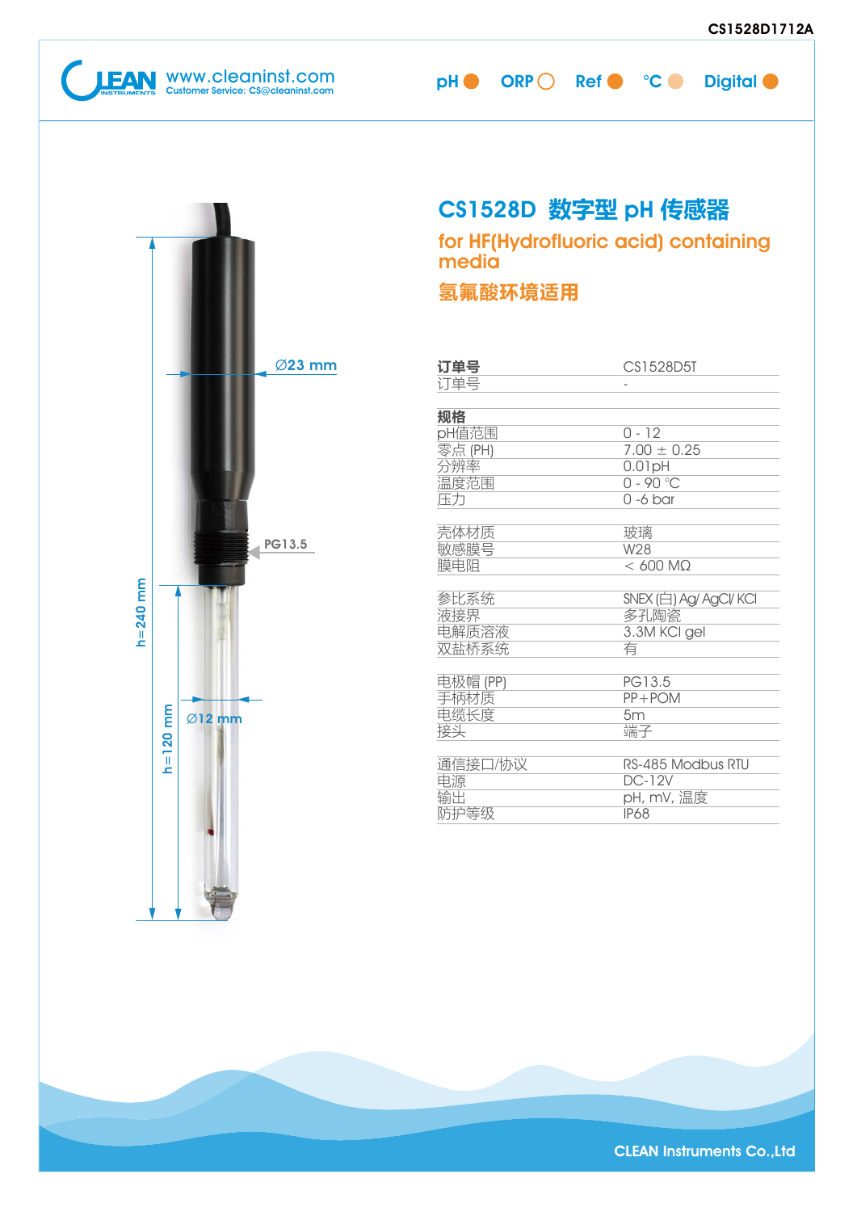# CS1528D 数字型 pH 传感器

## for HF(Hydrofluoric acid) containing media

## 氢氟酸环境适用

Ø23 mm

PG13.5

h=240 mm

h=120 mm

Ø12 mm

| **订单号** | CS1528D5T |
|---|---|
| 订单号 | - |
| **规格** | |
| pH值范围 | 0 - 12 |
| 零点 (PH) | 7.00 ± 0.25 |
| 分辨率 | 0.01pH |
| 温度范围 | 0 - 90 °C |
| 压力 | 0 -6 bar |
| 壳体材质 | 玻璃 |
| 敏感膜号 | W28 |
| 膜电阻 | < 600 MΩ |
| 参比系统 | SNEX (白) Ag/ AgCl/ KCl |
| 液接界 | 多孔陶瓷 |
| 电解质溶液 | 3.3M KCl gel |
| 双盐桥系统 | 有 |
| 电极帽 (PP) | PG13.5 |
| 手柄材质 | PP+POM |
| 电缆长度 | 5m |
| 接头 | 端子 |
| 通信接口/协议 | RS-485 Modbus RTU |
| 电源 | DC-12V |
| 输出 | pH, mV, 温度 |
| 防护等级 | IP68 |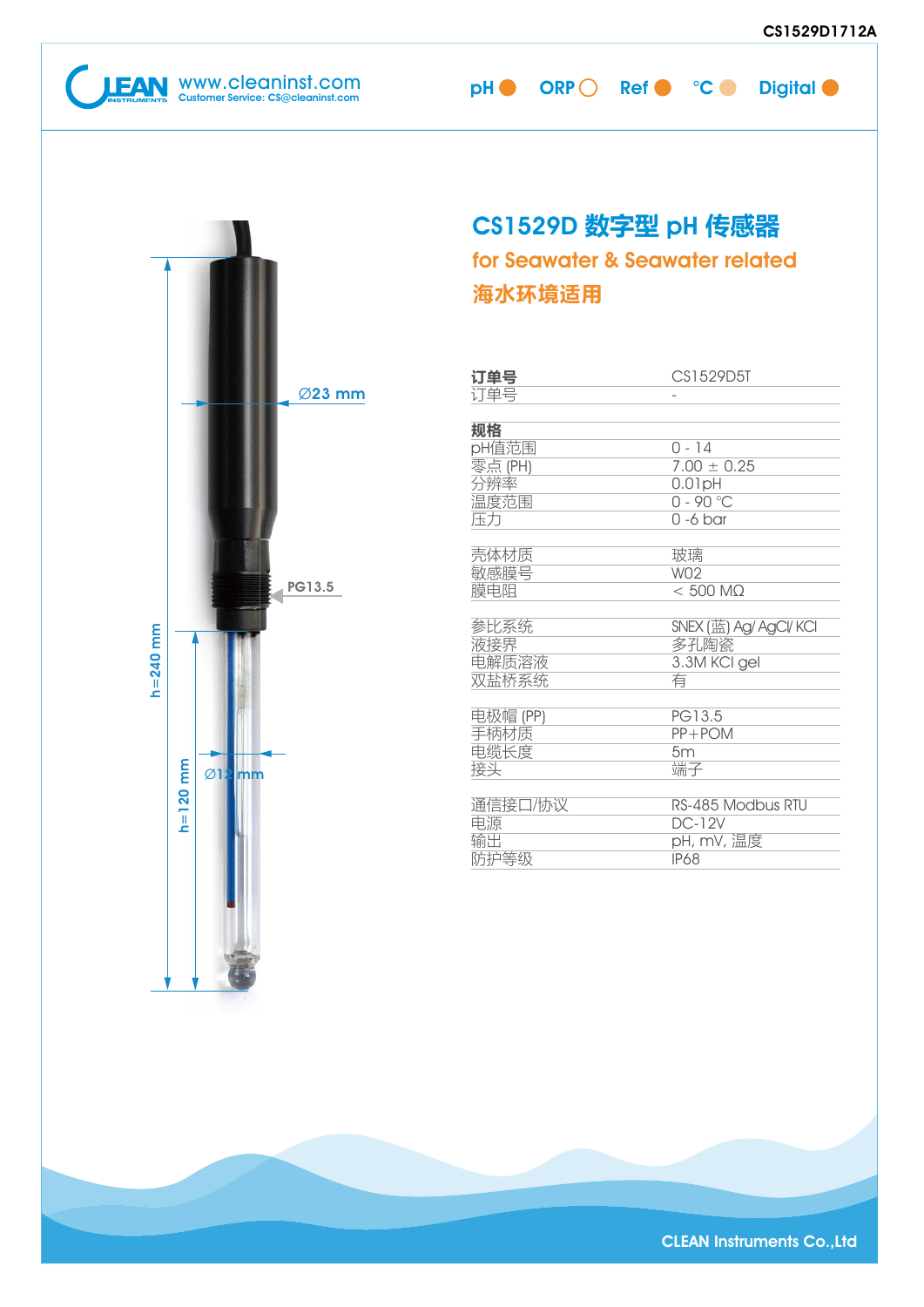# CS1529D 数字型 pH 传感器

## for Seawater & Seawater related

## 海水环境适用

| 订单号 | CS1529D5T |
|---|---|
| 订单号 | - |
| **规格** | |
| pH值范围 | 0 - 14 |
| 零点 (PH) | 7.00 ± 0.25 |
| 分辨率 | 0.01pH |
| 温度范围 | 0 - 90 °C |
| 压力 | 0 -6 bar |
| 壳体材质 | 玻璃 |
| 敏感膜号 | W02 |
| 膜电阻 | < 500 MΩ |
| 参比系统 | SNEX (蓝) Ag/ AgCl/ KCl |
| 液接界 | 多孔陶瓷 |
| 电解质溶液 | 3.3M KCl gel |
| 双盐桥系统 | 有 |
| 电极帽 (PP) | PG13.5 |
| 手柄材质 | PP+POM |
| 电缆长度 | 5m |
| 接头 | 端子 |
| 通信接口/协议 | RS-485 Modbus RTU |
| 电源 | DC-12V |
| 输出 | pH, mV, 温度 |
| 防护等级 | IP68 |

Ø23 mm

PG13.5

Ø12 mm

h=240 mm

h=120 mm

CLEAN Instruments Co.,Ltd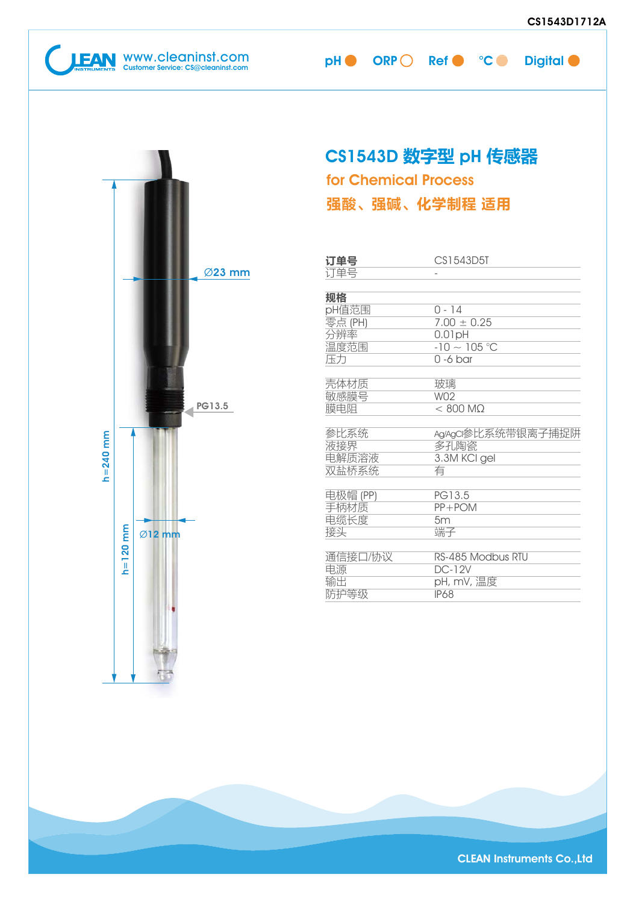# CS1543D 数字型 pH 传感器

## for Chemical Process

## 强酸、强碱、化学制程 适用

| 订单号 | CS1543D5T |
|---|---|
| 订单号 | - |

| 规格 | |
|---|---|
| pH值范围 | 0 - 14 |
| 零点 (PH) | 7.00 ± 0.25 |
| 分辨率 | 0.01pH |
| 温度范围 | -10 ~ 105 °C |
| 压力 | 0 -6 bar |
| 壳体材质 | 玻璃 |
| 敏感膜号 | W02 |
| 膜电阻 | < 800 MΩ |
| 参比系统 | Ag/AgCl参比系统带银离子捕捉阱 |
| 液接界 | 多孔陶瓷 |
| 电解质溶液 | 3.3M KCl gel |
| 双盐桥系统 | 有 |
| 电极帽 (PP) | PG13.5 |
| 手柄材质 | PP+POM |
| 电缆长度 | 5m |
| 接头 | 端子 |
| 通信接口/协议 | RS-485 Modbus RTU |
| 电源 | DC-12V |
| 输出 | pH, mV, 温度 |
| 防护等级 | IP68 |

Ø23 mm

PG13.5

h=240 mm

h=120 mm

Ø12 mm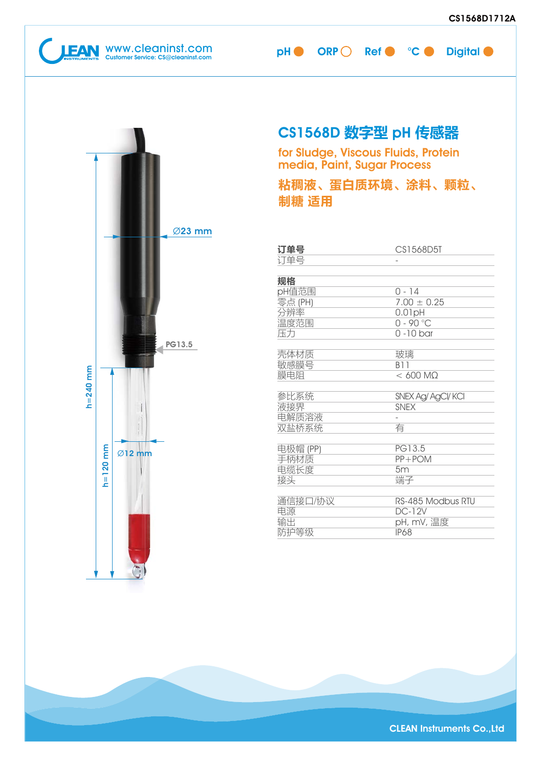# CS1568D 数字型 pH 传感器

**for Sludge, Viscous Fluids, Protein media, Paint, Sugar Process**

**粘稠液、蛋白质环境、涂料、颗粒、制糖 适用**

Ø23 mm

PG13.5

h=240 mm

h=120 mm

Ø12 mm

| **订单号** | CS1568D5T |
|---|---|
| 订单号 | - |
| **规格** | |
| pH值范围 | 0 - 14 |
| 零点 (PH) | 7.00 ± 0.25 |
| 分辨率 | 0.01pH |
| 温度范围 | 0 - 90 °C |
| 压力 | 0 -10 bar |
| 壳体材质 | 玻璃 |
| 敏感膜号 | B11 |
| 膜电阻 | < 600 MΩ |
| 参比系统 | SNEX Ag/ AgCl/ KCl |
| 液接界 | SNEX |
| 电解质溶液 | - |
| 双盐桥系统 | 有 |
| 电极帽 (PP) | PG13.5 |
| 手柄材质 | PP+POM |
| 电缆长度 | 5m |
| 接头 | 端子 |
| 通信接口/协议 | RS-485 Modbus RTU |
| 电源 | DC-12V |
| 输出 | pH, mV, 温度 |
| 防护等级 | IP68 |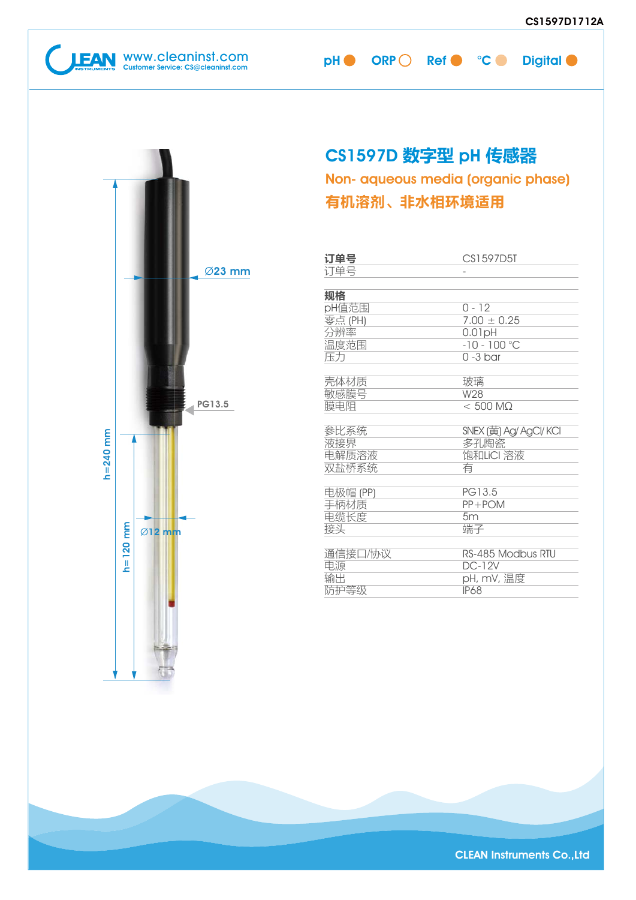# CS1597D 数字型 pH 传感器

## Non- aqueous media (organic phase)

## 有机溶剂、非水相环境适用

| 订单号 | CS1597D5T |
|---|---|
| 订单号 | - |
| **规格** | |
| pH值范围 | 0 - 12 |
| 零点 (PH) | 7.00 ± 0.25 |
| 分辨率 | 0.01pH |
| 温度范围 | -10 - 100 °C |
| 压力 | 0 -3 bar |
| 壳体材质 | 玻璃 |
| 敏感膜号 | W28 |
| 膜电阻 | < 500 MΩ |
| 参比系统 | SNEX (黄) Ag/ AgCl/ KCl |
| 液接界 | 多孔陶瓷 |
| 电解质溶液 | 饱和LiCl 溶液 |
| 双盐桥系统 | 有 |
| 电极帽 (PP) | PG13.5 |
| 手柄材质 | PP+POM |
| 电缆长度 | 5m |
| 接头 | 端子 |
| 通信接口/协议 | RS-485 Modbus RTU |
| 电源 | DC-12V |
| 输出 | pH, mV, 温度 |
| 防护等级 | IP68 |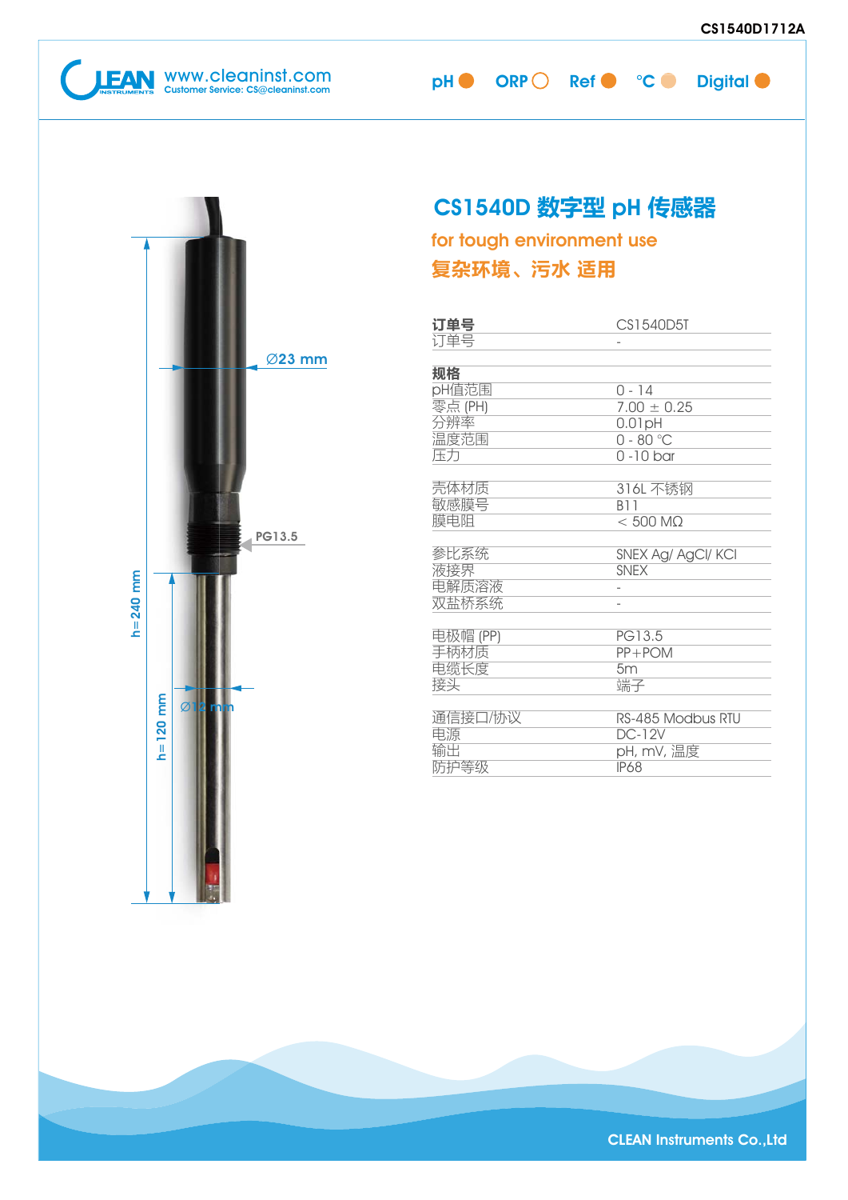CS1540D1712A

www.cleaninst.com
Customer Service: CS@cleaninst.com

pH ORP Ref °C Digital

Ø23 mm

PG13.5

h= 240 mm

h= 120 mm

Ø12 mm

# CS1540D 数字型 pH 传感器

## for tough environment use

## 复杂环境、污水 适用

| 订单号 | CS1540D5T |
| --- | --- |
| 订单号 | - |
| **规格** | |
| pH值范围 | 0 - 14 |
| 零点 (PH) | 7.00 ± 0.25 |
| 分辨率 | 0.01pH |
| 温度范围 | 0 - 80 °C |
| 压力 | 0 -10 bar |
| | |
| 壳体材质 | 316L 不锈钢 |
| 敏感膜号 | B11 |
| 膜电阻 | < 500 MΩ |
| | |
| 参比系统 | SNEX Ag/ AgCl/ KCl |
| 液接界 | SNEX |
| 电解质溶液 | - |
| 双盐桥系统 | - |
| | |
| 电极帽 (PP) | PG13.5 |
| 手柄材质 | PP+POM |
| 电缆长度 | 5m |
| 接头 | 端子 |
| | |
| 通信接口/协议 | RS-485 Modbus RTU |
| 电源 | DC-12V |
| 输出 | pH, mV, 温度 |
| 防护等级 | IP68 |

CLEAN Instruments Co.,Ltd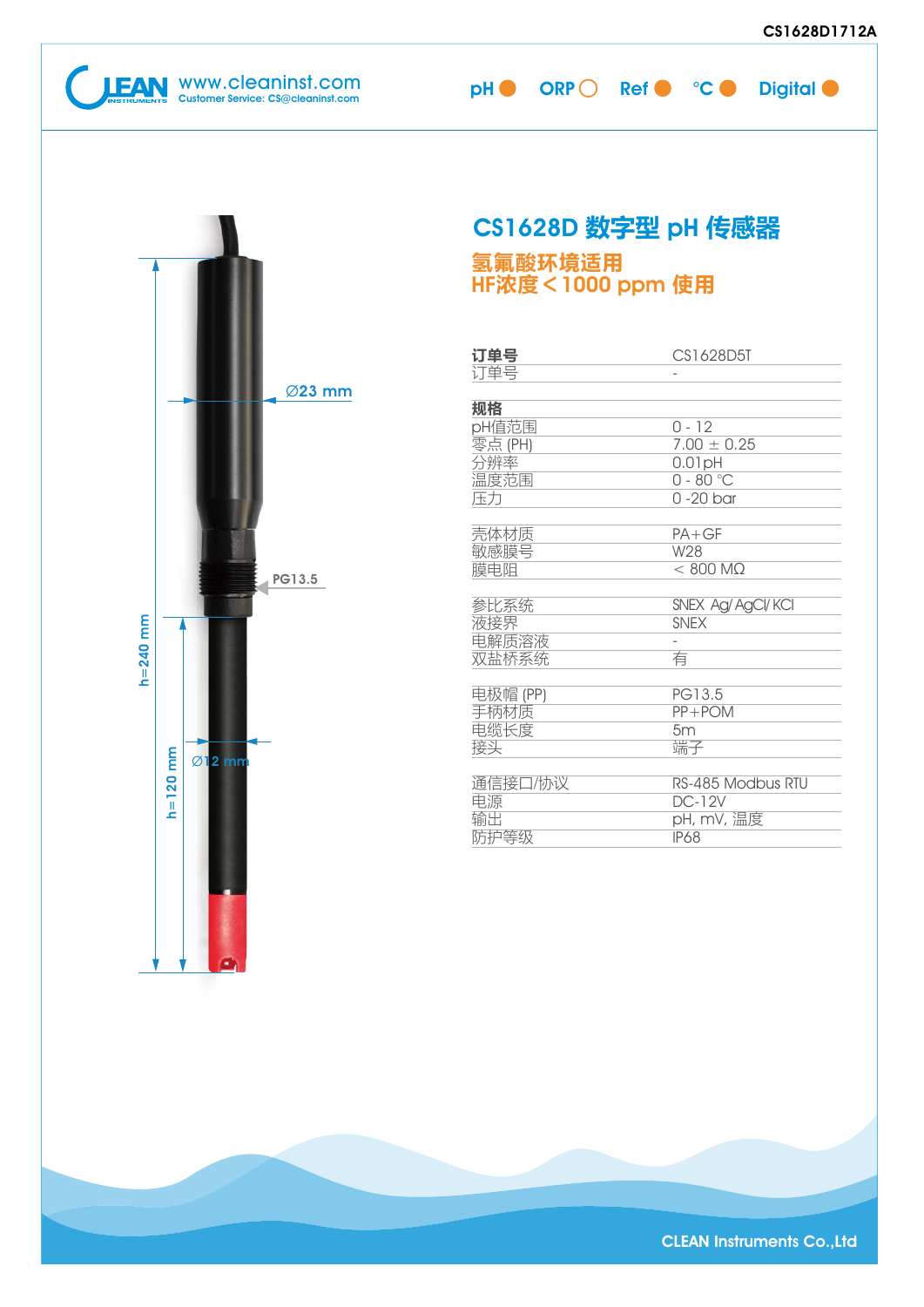# CS1628D 数字型 pH 传感器

## 氢氟酸环境适用
## HF浓度＜1000 ppm 使用

| 订单号 | CS1628D5T |
|---|---|
| 订单号 | - |
| **规格** | |
| pH值范围 | 0 - 12 |
| 零点 (PH) | 7.00 ± 0.25 |
| 分辨率 | 0.01pH |
| 温度范围 | 0 - 80 °C |
| 压力 | 0 -20 bar |
| 壳体材质 | PA+GF |
| 敏感膜号 | W28 |
| 膜电阻 | < 800 MΩ |
| 参比系统 | SNEX Ag/ AgCl/ KCl |
| 液接界 | SNEX |
| 电解质溶液 | - |
| 双盐桥系统 | 有 |
| 电极帽 (PP) | PG13.5 |
| 手柄材质 | PP+POM |
| 电缆长度 | 5m |
| 接头 | 端子 |
| 通信接口/协议 | RS-485 Modbus RTU |
| 电源 | DC-12V |
| 输出 | pH, mV, 温度 |
| 防护等级 | IP68 |

Ø23 mm

PG13.5

h=240 mm

h=120 mm

Ø12 mm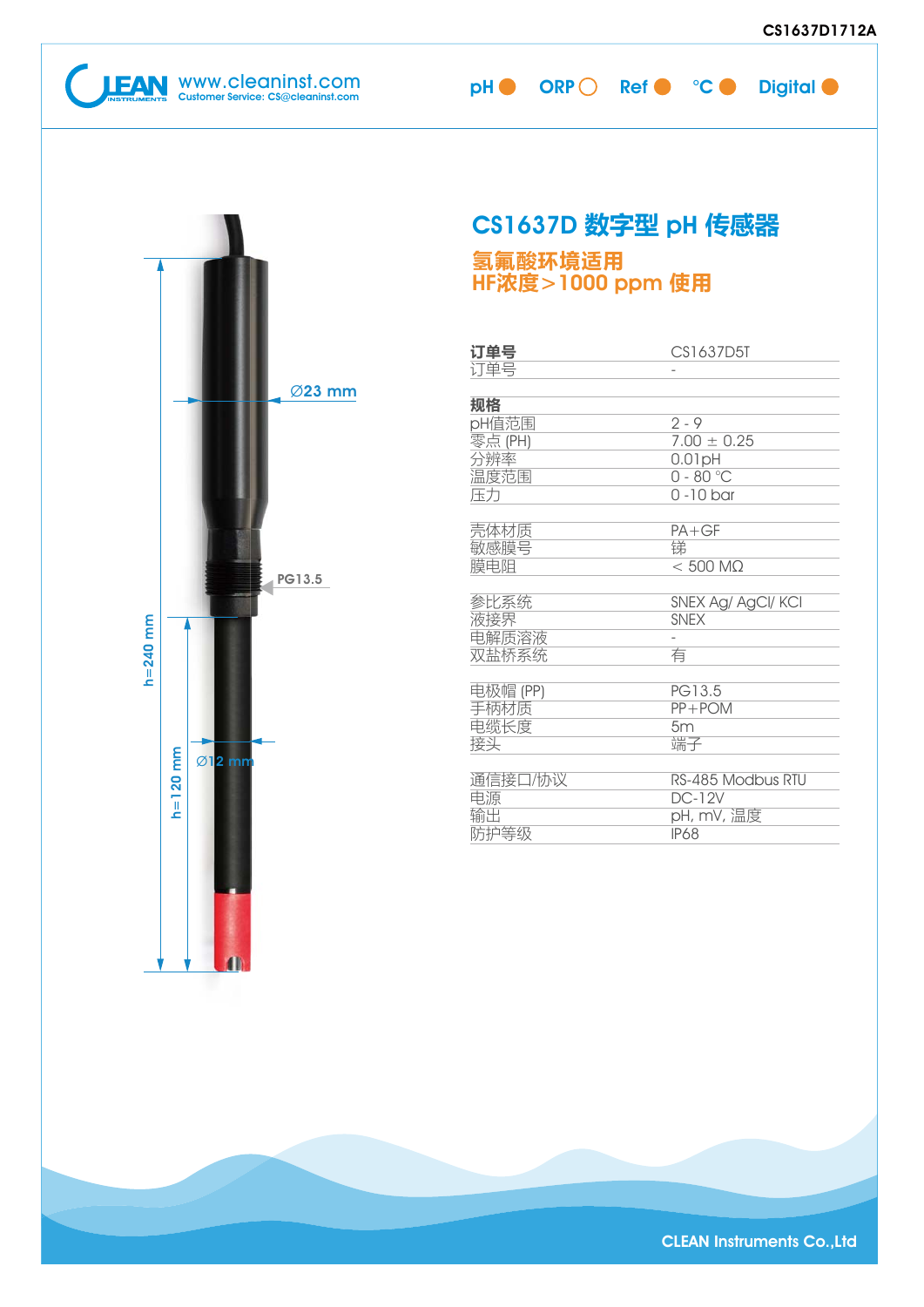# CS1637D 数字型 pH 传感器

## 氢氟酸环境适用
## HF浓度＞1000 ppm 使用

| 订单号 | CS1637D5T |
|---|---|
| 订单号 | - |

| 规格 | |
|---|---|
| pH值范围 | 2 - 9 |
| 零点 (PH) | 7.00 ± 0.25 |
| 分辨率 | 0.01pH |
| 温度范围 | 0 - 80 °C |
| 压力 | 0 -10 bar |
| 壳体材质 | PA+GF |
| 敏感膜号 | 锑 |
| 膜电阻 | < 500 MΩ |
| 参比系统 | SNEX Ag/ AgCl/ KCl |
| 液接界 | SNEX |
| 电解质溶液 | - |
| 双盐桥系统 | 有 |
| 电极帽 (PP) | PG13.5 |
| 手柄材质 | PP+POM |
| 电缆长度 | 5m |
| 接头 | 端子 |
| 通信接口/协议 | RS-485 Modbus RTU |
| 电源 | DC-12V |
| 输出 | pH, mV, 温度 |
| 防护等级 | IP68 |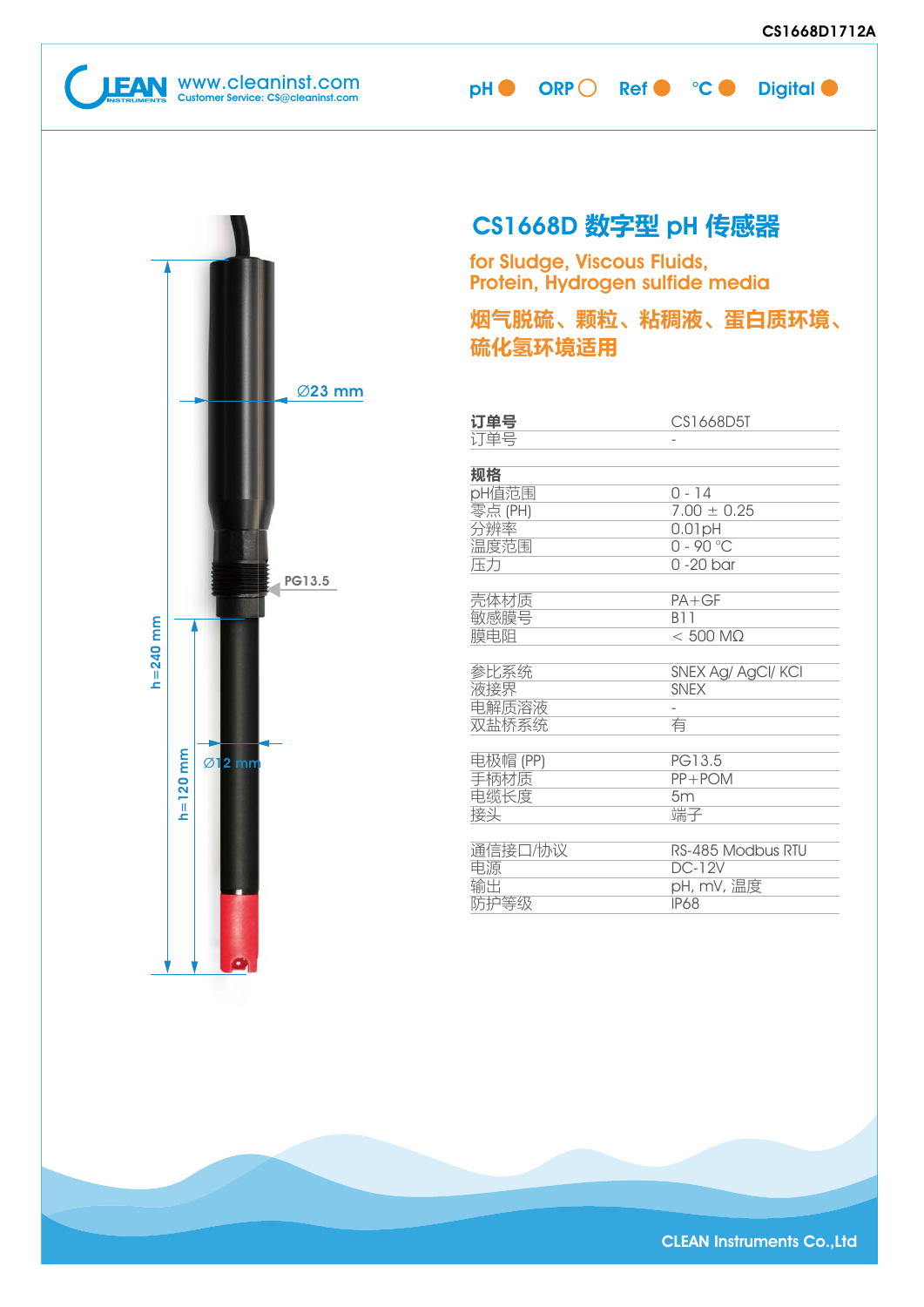CS1668D1712A

www.cleaninst.com
Customer Service: CS@cleaninst.com

pH ● ORP ○ Ref ● °C ● Digital ●

# CS1668D 数字型 pH 传感器

for Sludge, Viscous Fluids,
Protein, Hydrogen sulfide media

烟气脱硫、颗粒、粘稠液、蛋白质环境、
硫化氢环境适用

Ø23 mm

PG13.5

h=240 mm

h=120 mm

Ø12 mm

| | |
|---|---|
| **订单号** | CS1668D5T |
| 订单号 | - |
| **规格** | |
| pH值范围 | 0 - 14 |
| 零点 (PH) | 7.00 ± 0.25 |
| 分辨率 | 0.01pH |
| 温度范围 | 0 - 90 °C |
| 压力 | 0 -20 bar |
| 壳体材质 | PA+GF |
| 敏感膜号 | B11 |
| 膜电阻 | < 500 MΩ |
| 参比系统 | SNEX Ag/ AgCl/ KCl |
| 液接界 | SNEX |
| 电解质溶液 | - |
| 双盐桥系统 | 有 |
| 电极帽 (PP) | PG13.5 |
| 手柄材质 | PP+POM |
| 电缆长度 | 5m |
| 接头 | 端子 |
| 通信接口/协议 | RS-485 Modbus RTU |
| 电源 | DC-12V |
| 输出 | pH, mV, 温度 |
| 防护等级 | IP68 |

CLEAN Instruments Co.,Ltd